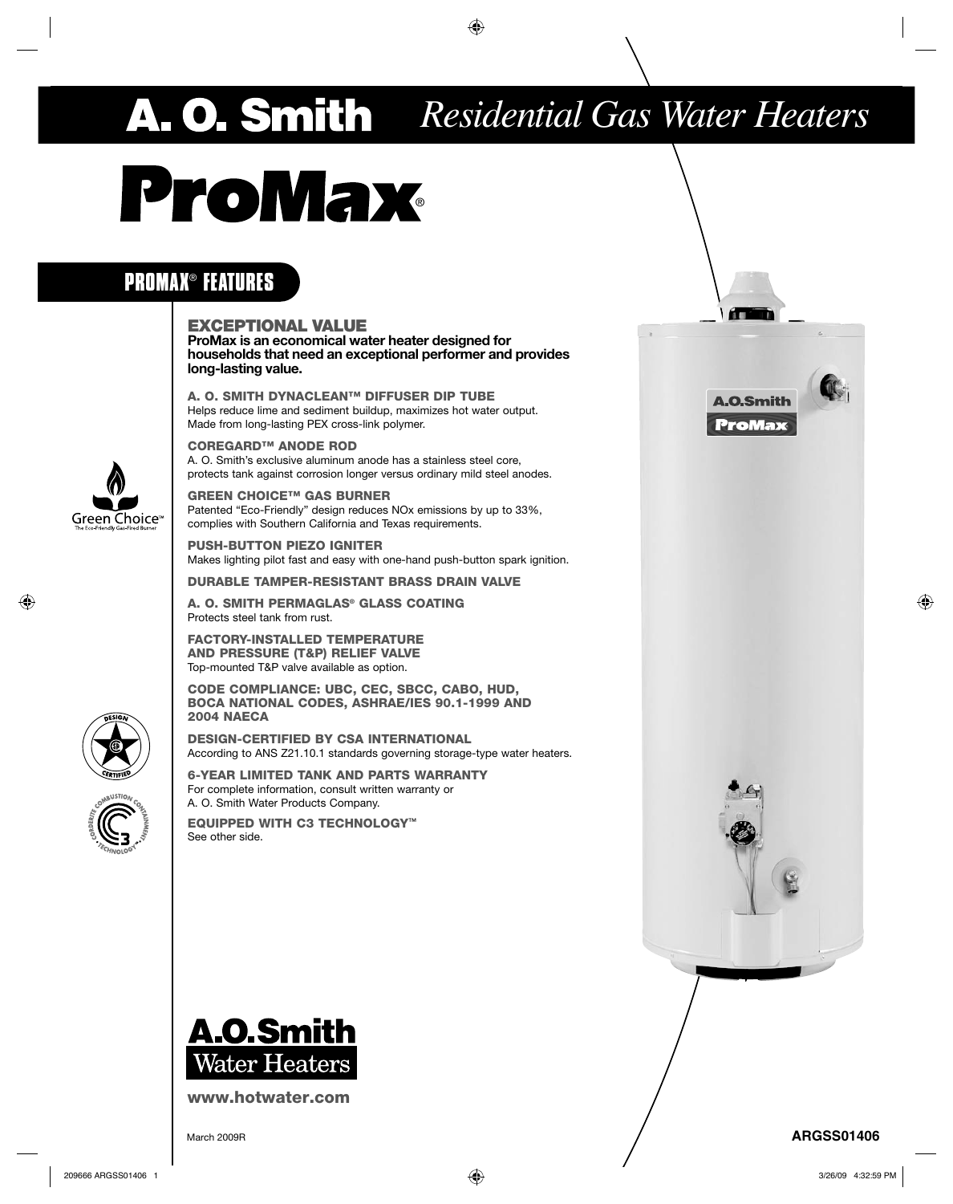# A. O. Smith *Residential Gas Water Heaters*

# ProMax®

## PROMAX® FEATURES

### EXCEPTIONAL VALUE

**ProMax is an economical water heater designed for households that need an exceptional performer and provides long-lasting value.**

**A. O. SMITH DYNACLEAN™ DIFFUSER DIP TUBE**
Helps reduce lime and sediment buildup, maximizes hot water output. Made from long-lasting PEX cross-link polymer.

**COREGARD™ ANODE ROD**
A. O. Smith's exclusive aluminum anode has a stainless steel core, protects tank against corrosion longer versus ordinary mild steel anodes.

**GREEN CHOICE™ GAS BURNER**
Patented "Eco-Friendly" design reduces NOx emissions by up to 33%, complies with Southern California and Texas requirements.

**PUSH-BUTTON PIEZO IGNITER**
Makes lighting pilot fast and easy with one-hand push-button spark ignition.

**DURABLE TAMPER-RESISTANT BRASS DRAIN VALVE**

**A. O. SMITH PERMAGLAS® GLASS COATING**
Protects steel tank from rust.

**FACTORY-INSTALLED TEMPERATURE AND PRESSURE (T&P) RELIEF VALVE**
Top-mounted T&P valve available as option.

**CODE COMPLIANCE: UBC, CEC, SBCC, CABO, HUD, BOCA NATIONAL CODES, ASHRAE/IES 90.1-1999 AND 2004 NAECA**

**DESIGN-CERTIFIED BY CSA INTERNATIONAL**
According to ANS Z21.10.1 standards governing storage-type water heaters.

**6-YEAR LIMITED TANK AND PARTS WARRANTY**
For complete information, consult written warranty or A. O. Smith Water Products Company.

**EQUIPPED WITH C3 TECHNOLOGY™**
See other side.

Green Choice™ The Eco-Friendly Gas-Fired Burner

A.O.Smith Water Heaters

**www.hotwater.com**

March 2009R

**ARGSS01406**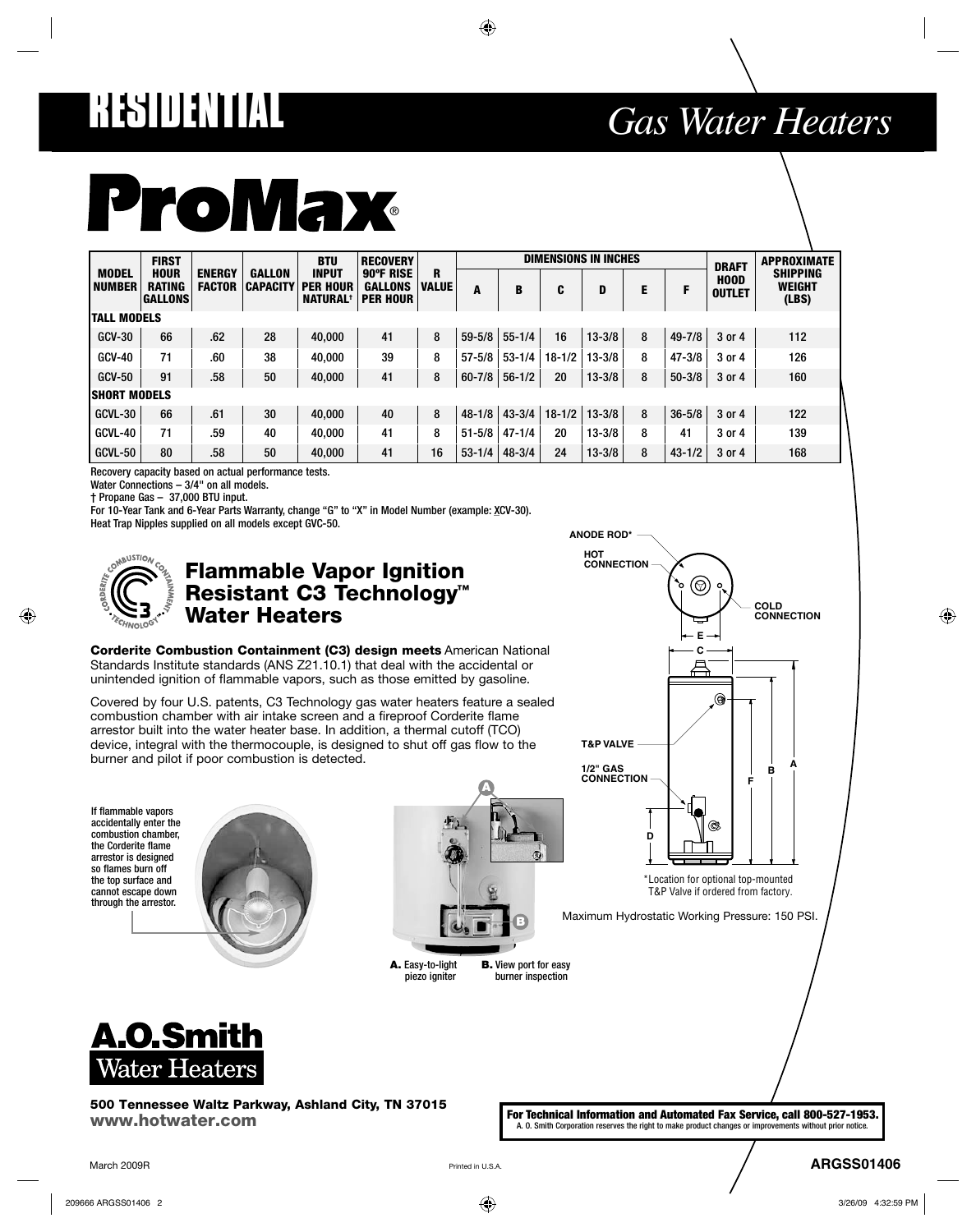# RESIDENTIAL

*Gas Water Heaters*

# ProMax®

| MODEL NUMBER | FIRST HOUR RATING GALLONS | ENERGY FACTOR | GALLON CAPACITY | BTU INPUT PER HOUR NATURAL† | RECOVERY 90ºF RISE GALLONS PER HOUR | R VALUE | DIMENSIONS IN INCHES | | | | | | DRAFT HOOD OUTLET | APPROXIMATE SHIPPING WEIGHT (LBS) |
|---|---|---|---|---|---|---|---|---|---|---|---|---|---|---|
| | | | | | | | A | B | C | D | E | F | | |
| **TALL MODELS** | | | | | | | | | | | | | | |
| GCV-30 | 66 | .62 | 28 | 40,000 | 41 | 8 | 59-5/8 | 55-1/4 | 16 | 13-3/8 | 8 | 49-7/8 | 3 or 4 | 112 |
| GCV-40 | 71 | .60 | 38 | 40,000 | 39 | 8 | 57-5/8 | 53-1/4 | 18-1/2 | 13-3/8 | 8 | 47-3/8 | 3 or 4 | 126 |
| GCV-50 | 91 | .58 | 50 | 40,000 | 41 | 8 | 60-7/8 | 56-1/2 | 20 | 13-3/8 | 8 | 50-3/8 | 3 or 4 | 160 |
| **SHORT MODELS** | | | | | | | | | | | | | | |
| GCVL-30 | 66 | .61 | 30 | 40,000 | 40 | 8 | 48-1/8 | 43-3/4 | 18-1/2 | 13-3/8 | 8 | 36-5/8 | 3 or 4 | 122 |
| GCVL-40 | 71 | .59 | 40 | 40,000 | 41 | 8 | 51-5/8 | 47-1/4 | 20 | 13-3/8 | 8 | 41 | 3 or 4 | 139 |
| GCVL-50 | 80 | .58 | 50 | 40,000 | 41 | 16 | 53-1/4 | 48-3/4 | 24 | 13-3/8 | 8 | 43-1/2 | 3 or 4 | 168 |

Recovery capacity based on actual performance tests.
Water Connections – 3/4" on all models.
† Propane Gas – 37,000 BTU input.
For 10-Year Tank and 6-Year Parts Warranty, change "G" to "X" in Model Number (example: XCV-30).
Heat Trap Nipples supplied on all models except GVC-50.

## Flammable Vapor Ignition Resistant C3 Technology™ Water Heaters

**Corderite Combustion Containment (C3) design meets** American National Standards Institute standards (ANS Z21.10.1) that deal with the accidental or unintended ignition of flammable vapors, such as those emitted by gasoline.

Covered by four U.S. patents, C3 Technology gas water heaters feature a sealed combustion chamber with air intake screen and a fireproof Corderite flame arrestor built into the water heater base. In addition, a thermal cutoff (TCO) device, integral with the thermocouple, is designed to shut off gas flow to the burner and pilot if poor combustion is detected.

If flammable vapors accidentally enter the combustion chamber, the Corderite flame arrestor is designed so flames burn off the top surface and cannot escape down through the arrestor.

**A.** Easy-to-light piezo igniter

**B.** View port for easy burner inspection

ANODE ROD*
HOT CONNECTION
COLD CONNECTION
E
C
T&P VALVE
1/2" GAS CONNECTION
F
B
A
D

*Location for optional top-mounted T&P Valve if ordered from factory.

Maximum Hydrostatic Working Pressure: 150 PSI.

**A.O.Smith Water Heaters**

**500 Tennessee Waltz Parkway, Ashland City, TN 37015**
**www.hotwater.com**

**For Technical Information and Automated Fax Service, call 800-527-1953.**
A. O. Smith Corporation reserves the right to make product changes or improvements without prior notice.

March 2009R

Printed in U.S.A.

**ARGSS01406**